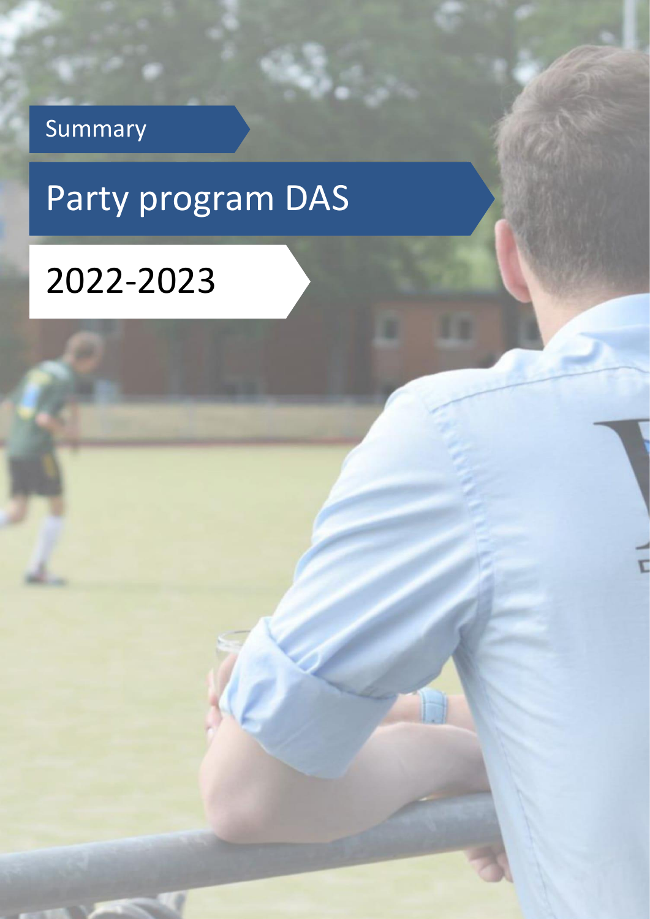Summary

# Party program DAS

## 2022-2023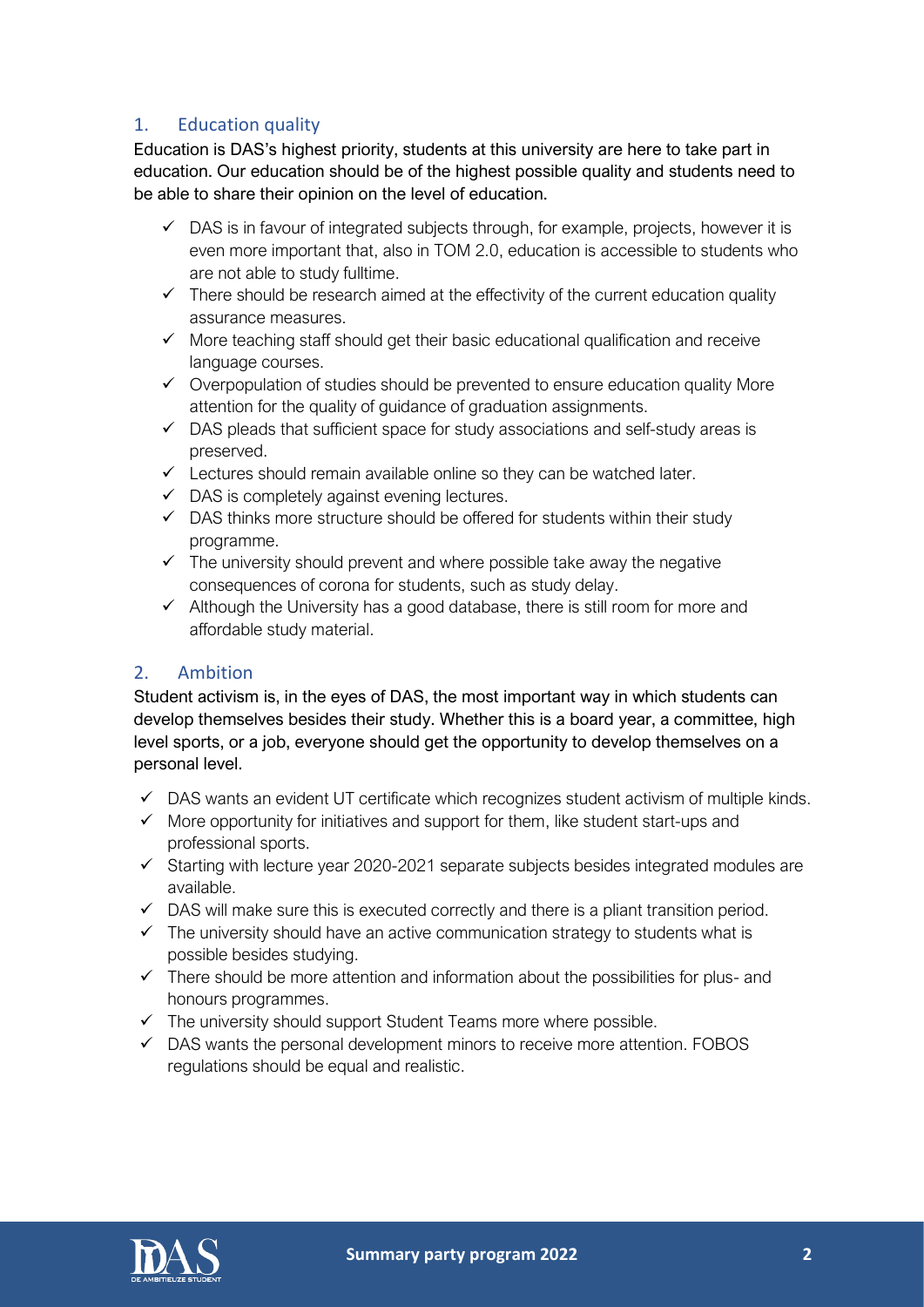## 1. Education quality

Education is DAS's highest priority, students at this university are here to take part in education. Our education should be of the highest possible quality and students need to be able to share their opinion on the level of education.

- ✓ DAS is in favour of integrated subjects through, for example, projects, however it is even more important that, also in TOM 2.0, education is accessible to students who are not able to study fulltime.
- ✓ There should be research aimed at the effectivity of the current education quality assurance measures.
- ✓ More teaching staff should get their basic educational qualification and receive language courses.
- ✓ Overpopulation of studies should be prevented to ensure education quality More attention for the quality of guidance of graduation assignments.
- ✓ DAS pleads that sufficient space for study associations and self-study areas is preserved.
- ✓ Lectures should remain available online so they can be watched later.
- ✓ DAS is completely against evening lectures.
- ✓ DAS thinks more structure should be offered for students within their study programme.
- ✓ The university should prevent and where possible take away the negative consequences of corona for students, such as study delay.
- ✓ Although the University has a good database, there is still room for more and affordable study material.

## 2. Ambition

Student activism is, in the eyes of DAS, the most important way in which students can develop themselves besides their study. Whether this is a board year, a committee, high level sports, or a job, everyone should get the opportunity to develop themselves on a personal level.

- ✓ DAS wants an evident UT certificate which recognizes student activism of multiple kinds.
- ✓ More opportunity for initiatives and support for them, like student start-ups and professional sports.
- ✓ Starting with lecture year 2020-2021 separate subjects besides integrated modules are available.
- ✓ DAS will make sure this is executed correctly and there is a pliant transition period.
- ✓ The university should have an active communication strategy to students what is possible besides studying.
- ✓ There should be more attention and information about the possibilities for plus- and honours programmes.
- ✓ The university should support Student Teams more where possible.
- ✓ DAS wants the personal development minors to receive more attention. FOBOS regulations should be equal and realistic.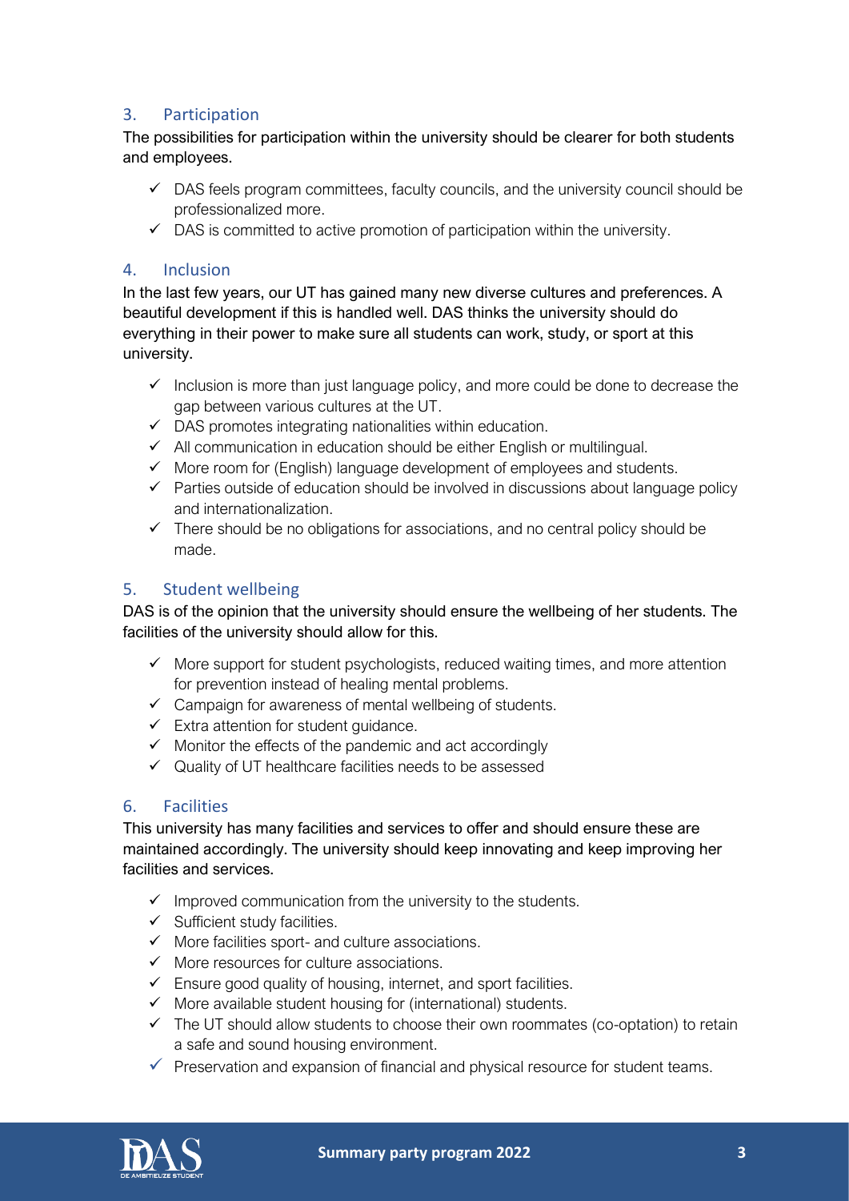## 3. Participation

The possibilities for participation within the university should be clearer for both students and employees.

- ✓ DAS feels program committees, faculty councils, and the university council should be professionalized more.
- ✓ DAS is committed to active promotion of participation within the university.

## 4. Inclusion

In the last few years, our UT has gained many new diverse cultures and preferences. A beautiful development if this is handled well. DAS thinks the university should do everything in their power to make sure all students can work, study, or sport at this university.

- ✓ Inclusion is more than just language policy, and more could be done to decrease the gap between various cultures at the UT.
- ✓ DAS promotes integrating nationalities within education.
- ✓ All communication in education should be either English or multilingual.
- ✓ More room for (English) language development of employees and students.
- ✓ Parties outside of education should be involved in discussions about language policy and internationalization.
- ✓ There should be no obligations for associations, and no central policy should be made.

## 5. Student wellbeing

DAS is of the opinion that the university should ensure the wellbeing of her students. The facilities of the university should allow for this.

- ✓ More support for student psychologists, reduced waiting times, and more attention for prevention instead of healing mental problems.
- ✓ Campaign for awareness of mental wellbeing of students.
- ✓ Extra attention for student guidance.
- ✓ Monitor the effects of the pandemic and act accordingly
- ✓ Quality of UT healthcare facilities needs to be assessed

## 6. Facilities

This university has many facilities and services to offer and should ensure these are maintained accordingly. The university should keep innovating and keep improving her facilities and services.

- ✓ Improved communication from the university to the students.
- ✓ Sufficient study facilities.
- ✓ More facilities sport- and culture associations.
- ✓ More resources for culture associations.
- ✓ Ensure good quality of housing, internet, and sport facilities.
- ✓ More available student housing for (international) students.
- ✓ The UT should allow students to choose their own roommates (co-optation) to retain a safe and sound housing environment.
- ✓ Preservation and expansion of financial and physical resource for student teams.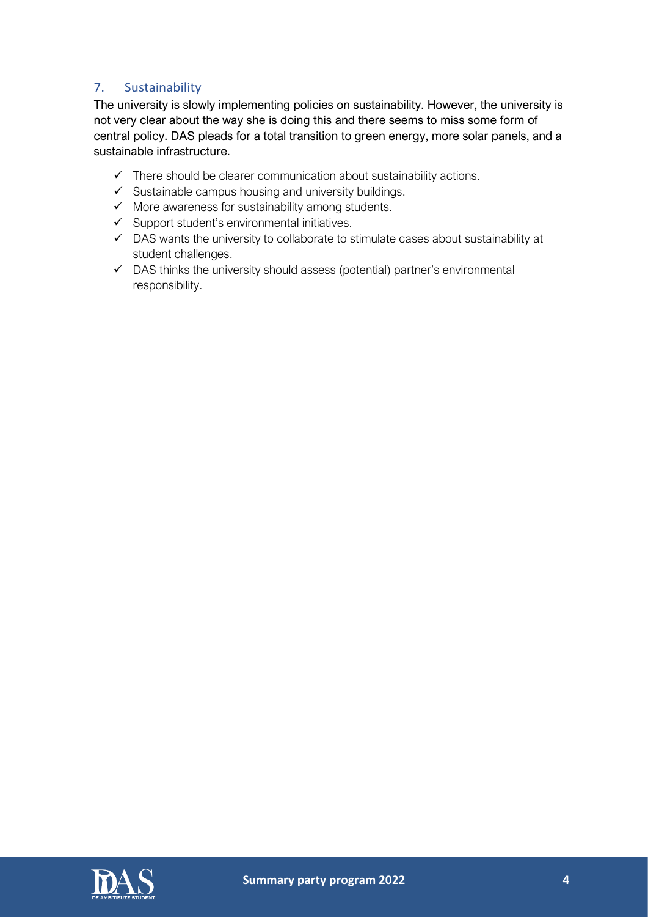## 7. Sustainability

The university is slowly implementing policies on sustainability. However, the university is not very clear about the way she is doing this and there seems to miss some form of central policy. DAS pleads for a total transition to green energy, more solar panels, and a sustainable infrastructure.

- ✓ There should be clearer communication about sustainability actions.
- ✓ Sustainable campus housing and university buildings.
- ✓ More awareness for sustainability among students.
- ✓ Support student's environmental initiatives.
- ✓ DAS wants the university to collaborate to stimulate cases about sustainability at student challenges.
- ✓ DAS thinks the university should assess (potential) partner's environmental responsibility.